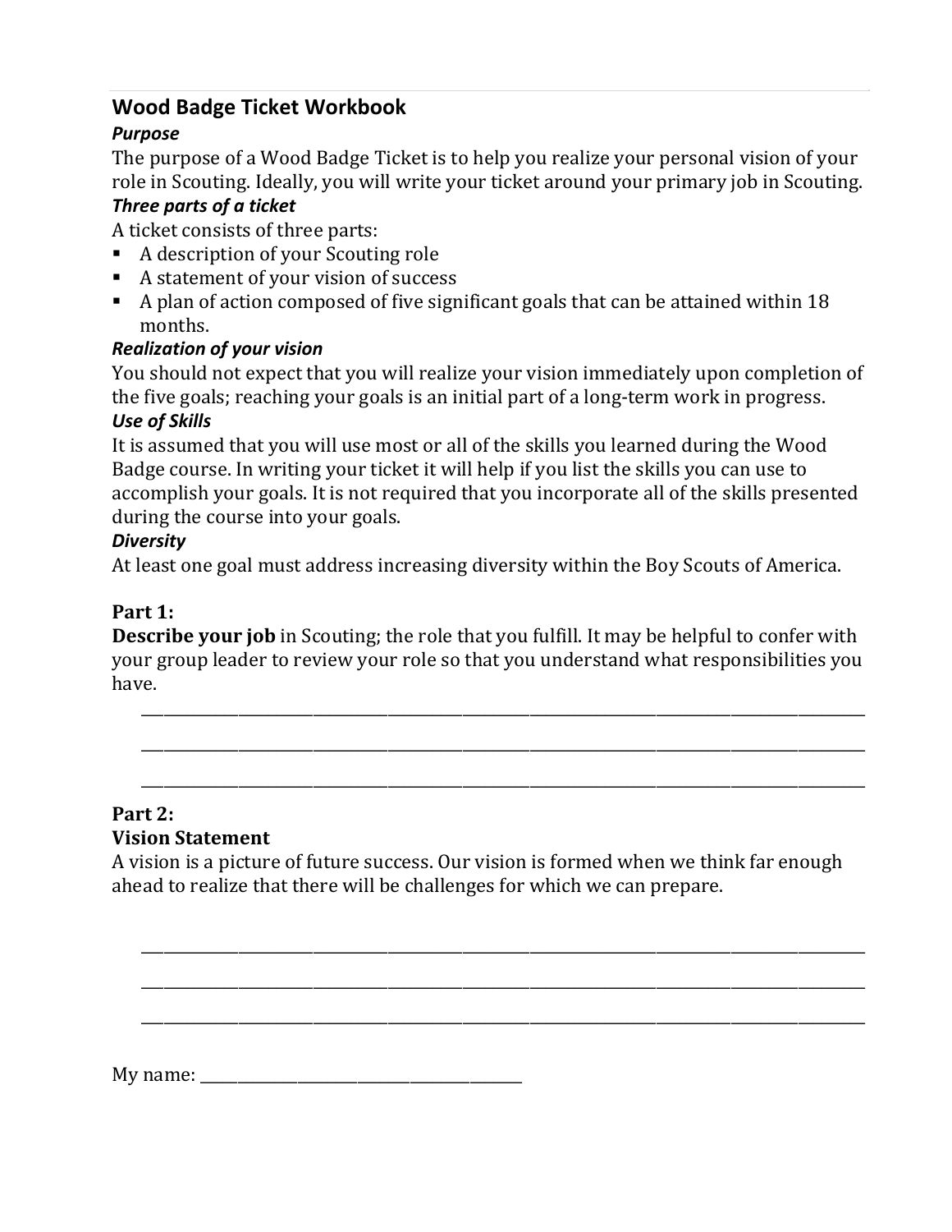# Wood Badge Ticket Workbook

### *Purpose*

The purpose of a Wood Badge Ticket is to help you realize your personal vision of your role in Scouting. Ideally, you will write your ticket around your primary job in Scouting.

### *Three parts of a ticket*

A ticket consists of three parts:

- A description of your Scouting role
- A statement of your vision of success
- A plan of action composed of five significant goals that can be attained within 18 months.

### *Realization of your vision*

You should not expect that you will realize your vision immediately upon completion of the five goals; reaching your goals is an initial part of a long-term work in progress.

### *Use of Skills*

It is assumed that you will use most or all of the skills you learned during the Wood Badge course. In writing your ticket it will help if you list the skills you can use to accomplish your goals. It is not required that you incorporate all of the skills presented during the course into your goals.

### *Diversity*

At least one goal must address increasing diversity within the Boy Scouts of America.

## Part 1:

**Describe your job** in Scouting; the role that you fulfill. It may be helpful to confer with your group leader to review your role so that you understand what responsibilities you have.

\_\_\_\_\_\_\_\_\_\_\_\_\_\_\_\_\_\_\_\_\_\_\_\_\_\_\_\_\_\_\_\_\_\_\_\_\_\_\_\_\_\_\_\_\_\_\_\_\_\_\_\_\_\_\_\_\_\_\_\_\_\_\_\_\_\_\_\_\_\_\_\_

\_\_\_\_\_\_\_\_\_\_\_\_\_\_\_\_\_\_\_\_\_\_\_\_\_\_\_\_\_\_\_\_\_\_\_\_\_\_\_\_\_\_\_\_\_\_\_\_\_\_\_\_\_\_\_\_\_\_\_\_\_\_\_\_\_\_\_\_\_\_\_\_

\_\_\_\_\_\_\_\_\_\_\_\_\_\_\_\_\_\_\_\_\_\_\_\_\_\_\_\_\_\_\_\_\_\_\_\_\_\_\_\_\_\_\_\_\_\_\_\_\_\_\_\_\_\_\_\_\_\_\_\_\_\_\_\_\_\_\_\_\_\_\_\_

## Part 2:

**Vision Statement**

A vision is a picture of future success. Our vision is formed when we think far enough ahead to realize that there will be challenges for which we can prepare.

\_\_\_\_\_\_\_\_\_\_\_\_\_\_\_\_\_\_\_\_\_\_\_\_\_\_\_\_\_\_\_\_\_\_\_\_\_\_\_\_\_\_\_\_\_\_\_\_\_\_\_\_\_\_\_\_\_\_\_\_\_\_\_\_\_\_\_\_\_\_\_\_

\_\_\_\_\_\_\_\_\_\_\_\_\_\_\_\_\_\_\_\_\_\_\_\_\_\_\_\_\_\_\_\_\_\_\_\_\_\_\_\_\_\_\_\_\_\_\_\_\_\_\_\_\_\_\_\_\_\_\_\_\_\_\_\_\_\_\_\_\_\_\_\_

\_\_\_\_\_\_\_\_\_\_\_\_\_\_\_\_\_\_\_\_\_\_\_\_\_\_\_\_\_\_\_\_\_\_\_\_\_\_\_\_\_\_\_\_\_\_\_\_\_\_\_\_\_\_\_\_\_\_\_\_\_\_\_\_\_\_\_\_\_\_\_\_

My name: \_\_\_\_\_\_\_\_\_\_\_\_\_\_\_\_\_\_\_\_\_\_\_\_\_\_\_\_\_\_\_\_\_\_\_\_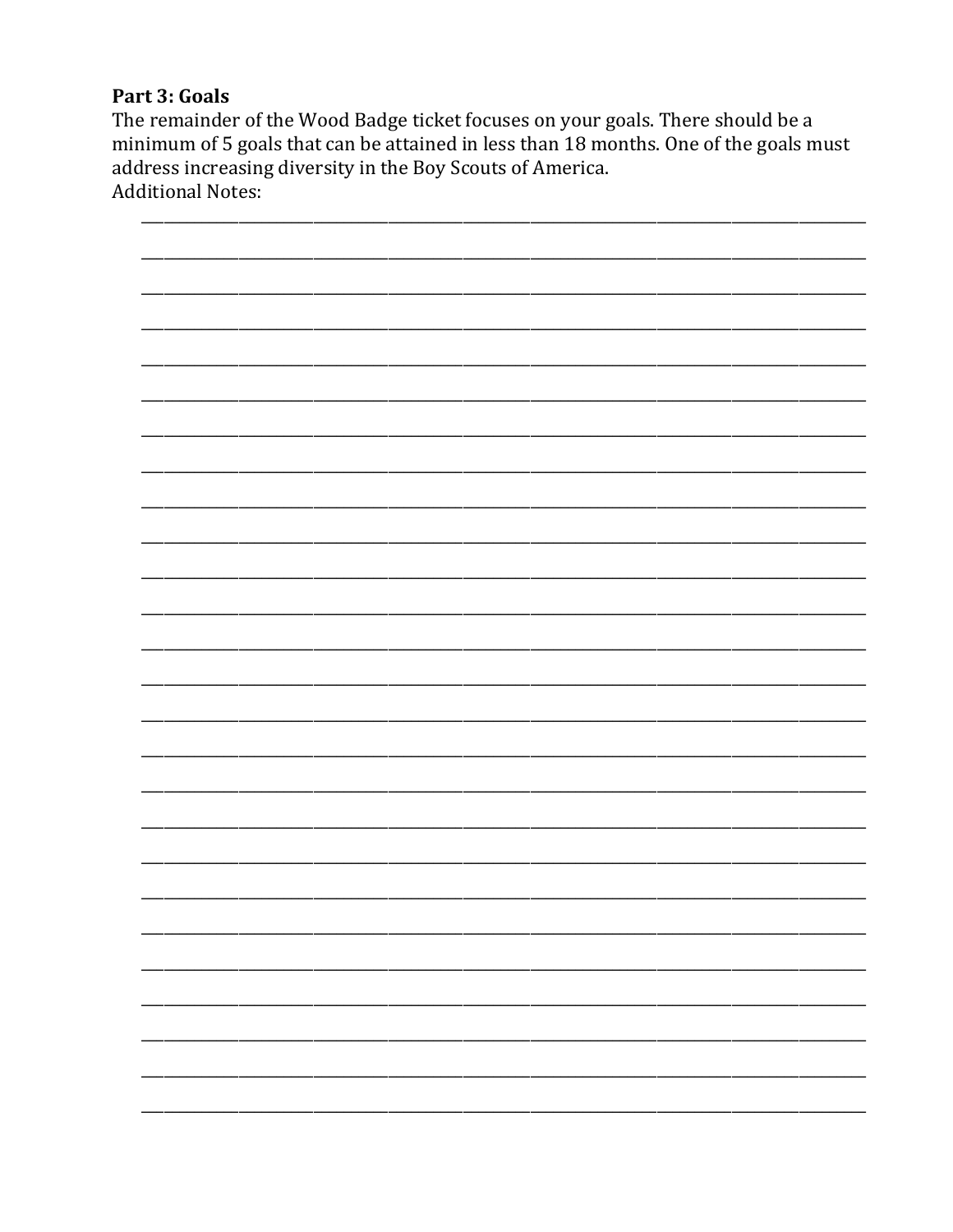**Part 3: Goals**

The remainder of the Wood Badge ticket focuses on your goals. There should be a minimum of 5 goals that can be attained in less than 18 months. One of the goals must address increasing diversity in the Boy Scouts of America.

Additional Notes: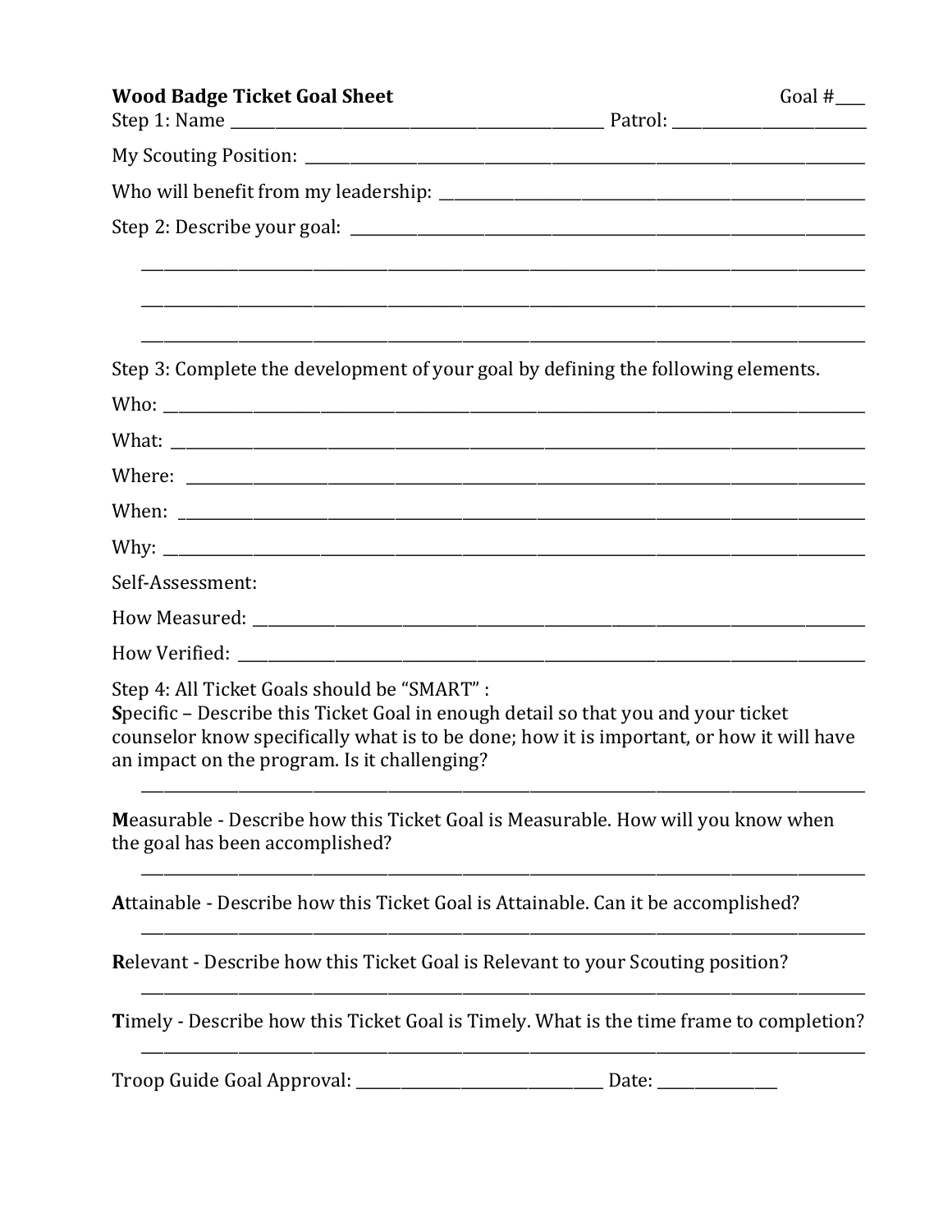**Wood Badge Ticket Goal Sheet** Goal #____

Step 1: Name ______________________________________________ Patrol: ________________________

My Scouting Position: ______________________________________________________________________

Who will benefit from my leadership: ____________________________________________________

Step 2: Describe your goal: _________________________________________________________________

______________________________________________________________________________________

______________________________________________________________________________________

______________________________________________________________________________________

Step 3: Complete the development of your goal by defining the following elements.

Who: _________________________________________________________________________________

What: ________________________________________________________________________________

Where: _______________________________________________________________________________

When: ________________________________________________________________________________

Why: _________________________________________________________________________________

Self-Assessment:

How Measured: ________________________________________________________________________

How Verified: _________________________________________________________________________

Step 4: All Ticket Goals should be "SMART" :

**S**pecific – Describe this Ticket Goal in enough detail so that you and your ticket counselor know specifically what is to be done; how it is important, or how it will have an impact on the program. Is it challenging?

______________________________________________________________________________________

**M**easurable - Describe how this Ticket Goal is Measurable. How will you know when the goal has been accomplished?

______________________________________________________________________________________

**A**ttainable - Describe how this Ticket Goal is Attainable. Can it be accomplished?

______________________________________________________________________________________

**R**elevant - Describe how this Ticket Goal is Relevant to your Scouting position?

______________________________________________________________________________________

**T**imely - Describe how this Ticket Goal is Timely. What is the time frame to completion?

______________________________________________________________________________________

Troop Guide Goal Approval: _______________________________ Date: _______________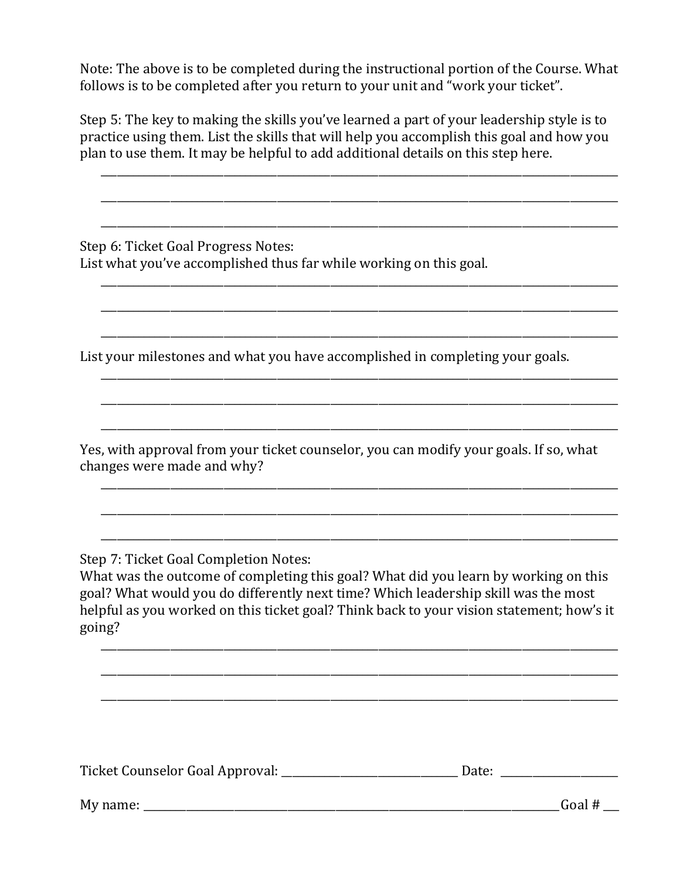Note: The above is to be completed during the instructional portion of the Course. What follows is to be completed after you return to your unit and "work your ticket".

Step 5: The key to making the skills you've learned a part of your leadership style is to practice using them. List the skills that will help you accomplish this goal and how you plan to use them. It may be helpful to add additional details on this step here.

______________________________________________________________________________

______________________________________________________________________________

______________________________________________________________________________

Step 6: Ticket Goal Progress Notes:
List what you've accomplished thus far while working on this goal.

______________________________________________________________________________

______________________________________________________________________________

______________________________________________________________________________

List your milestones and what you have accomplished in completing your goals.

______________________________________________________________________________

______________________________________________________________________________

______________________________________________________________________________

Yes, with approval from your ticket counselor, you can modify your goals. If so, what changes were made and why?

______________________________________________________________________________

______________________________________________________________________________

______________________________________________________________________________

Step 7: Ticket Goal Completion Notes:
What was the outcome of completing this goal? What did you learn by working on this goal? What would you do differently next time? Which leadership skill was the most helpful as you worked on this ticket goal? Think back to your vision statement; how's it going?

______________________________________________________________________________

______________________________________________________________________________

______________________________________________________________________________

Ticket Counselor Goal Approval: ______________________________ Date: ____________________

My name: ____________________________________________________________________ Goal # ___